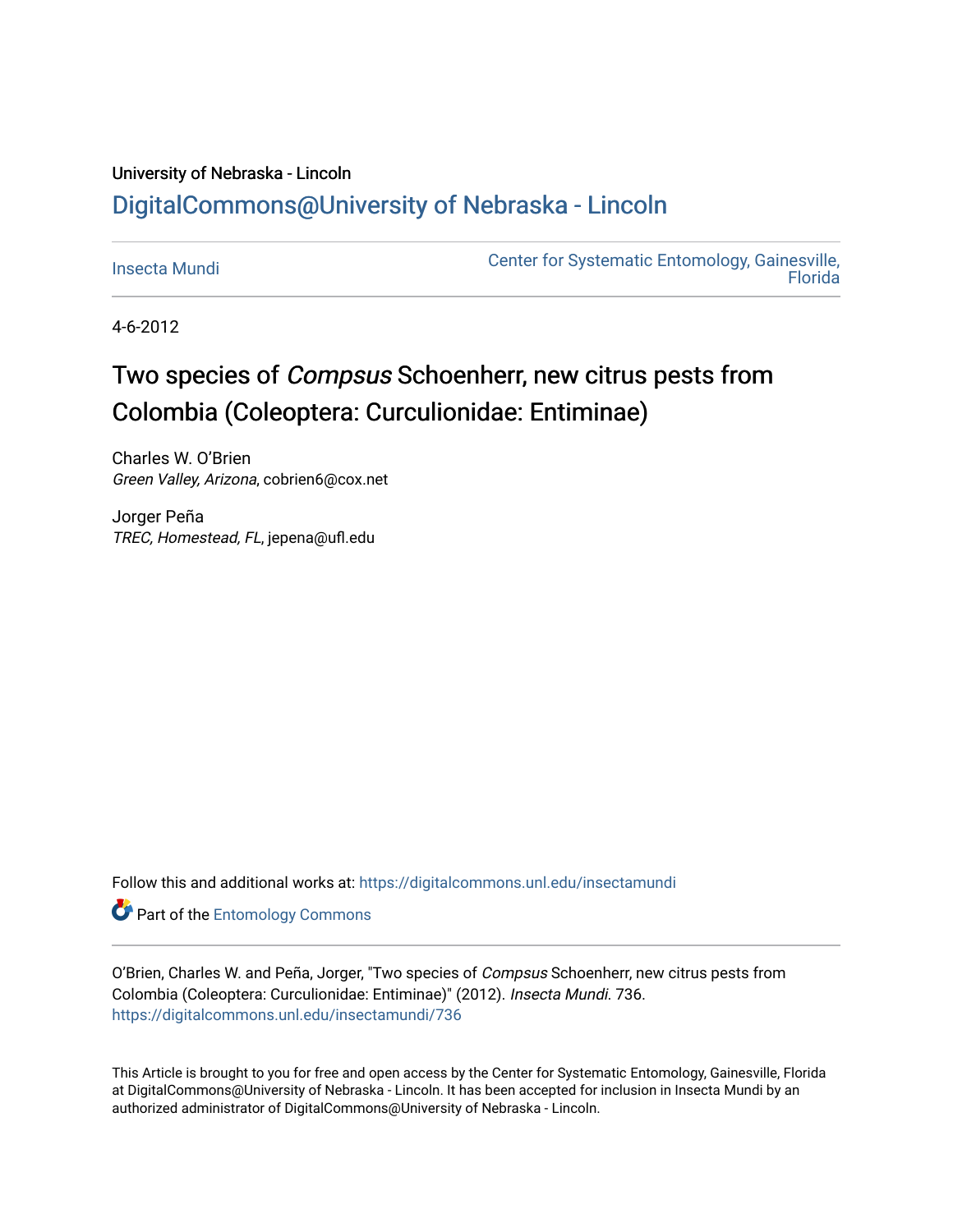University of Nebraska - Lincoln

## DigitalCommons@University of Nebraska - Lincoln

Insecta Mundi

Center for Systematic Entomology, Gainesville, Florida

4-6-2012

# Two species of *Compsus* Schoenherr, new citrus pests from Colombia (Coleoptera: Curculionidae: Entiminae)

Charles W. O'Brien
*Green Valley, Arizona*, cobrien6@cox.net

Jorger Peña
*TREC, Homestead, FL*, jepena@ufl.edu

Follow this and additional works at: https://digitalcommons.unl.edu/insectamundi

Part of the Entomology Commons

O'Brien, Charles W. and Peña, Jorger, "Two species of *Compsus* Schoenherr, new citrus pests from Colombia (Coleoptera: Curculionidae: Entiminae)" (2012). *Insecta Mundi*. 736.
https://digitalcommons.unl.edu/insectamundi/736

This Article is brought to you for free and open access by the Center for Systematic Entomology, Gainesville, Florida at DigitalCommons@University of Nebraska - Lincoln. It has been accepted for inclusion in Insecta Mundi by an authorized administrator of DigitalCommons@University of Nebraska - Lincoln.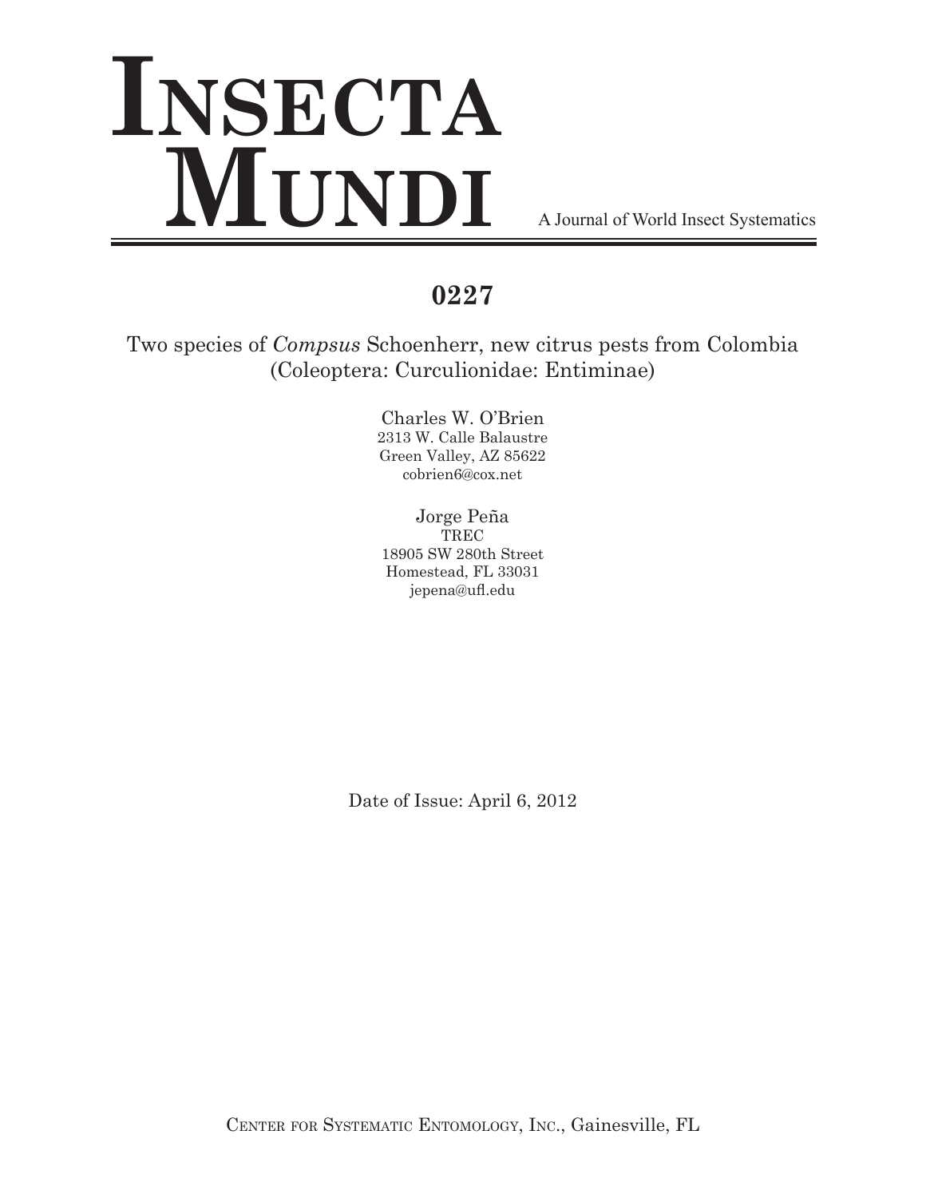# Insecta Mundi

A Journal of World Insect Systematics

## 0227

Two species of *Compsus* Schoenherr, new citrus pests from Colombia (Coleoptera: Curculionidae: Entiminae)

Charles W. O'Brien
2313 W. Calle Balaustre
Green Valley, AZ 85622
cobrien6@cox.net

Jorge Peña
TREC
18905 SW 280th Street
Homestead, FL 33031
jepena@ufl.edu

Date of Issue: April 6, 2012

Center for Systematic Entomology, Inc., Gainesville, FL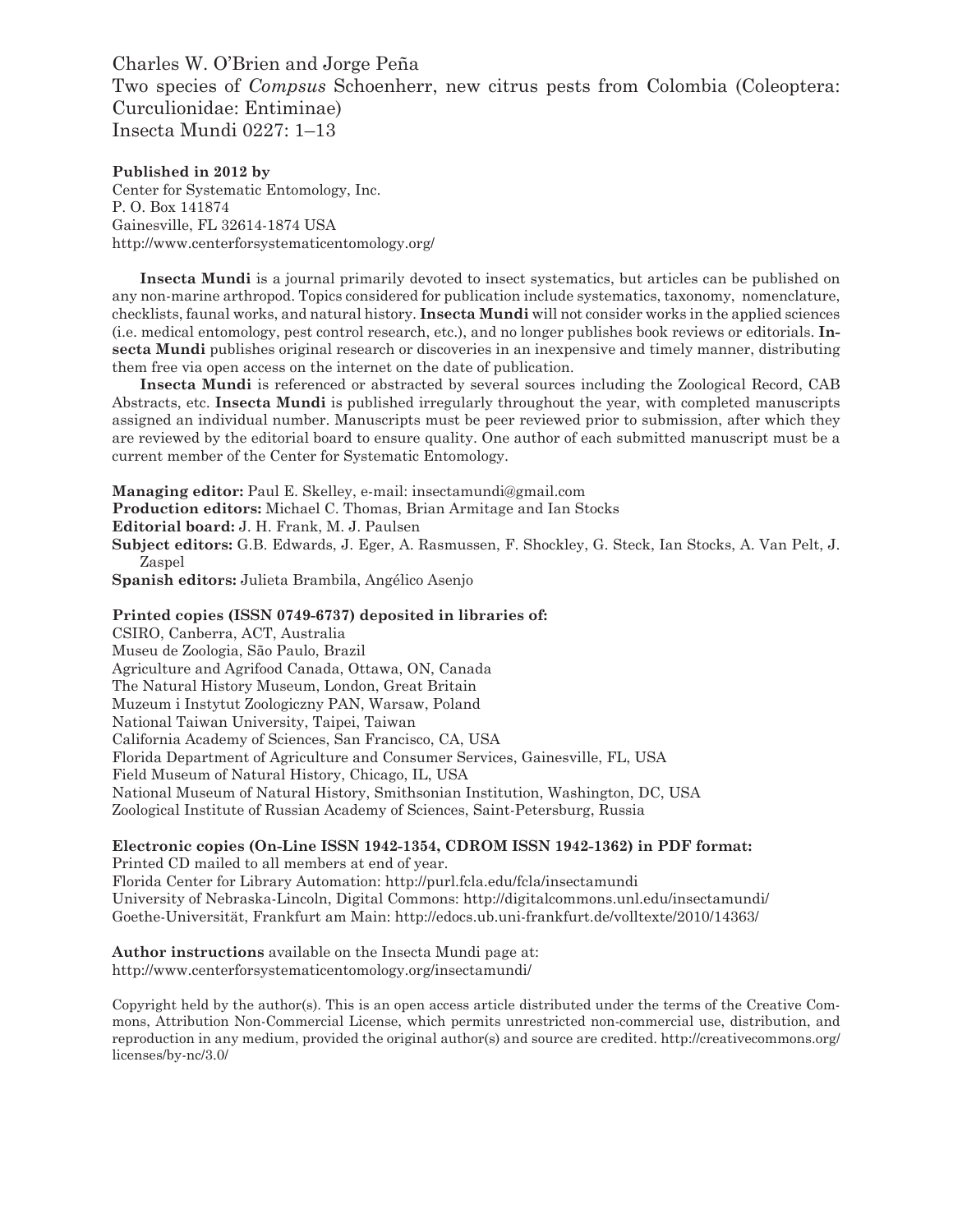Charles W. O'Brien and Jorge Peña
Two species of *Compsus* Schoenherr, new citrus pests from Colombia (Coleoptera: Curculionidae: Entiminae)
Insecta Mundi 0227: 1–13

**Published in 2012 by**
Center for Systematic Entomology, Inc.
P. O. Box 141874
Gainesville, FL 32614-1874 USA
http://www.centerforsystematicentomology.org/

**Insecta Mundi** is a journal primarily devoted to insect systematics, but articles can be published on any non-marine arthropod. Topics considered for publication include systematics, taxonomy, nomenclature, checklists, faunal works, and natural history. **Insecta Mundi** will not consider works in the applied sciences (i.e. medical entomology, pest control research, etc.), and no longer publishes book reviews or editorials. **Insecta Mundi** publishes original research or discoveries in an inexpensive and timely manner, distributing them free via open access on the internet on the date of publication.

**Insecta Mundi** is referenced or abstracted by several sources including the Zoological Record, CAB Abstracts, etc. **Insecta Mundi** is published irregularly throughout the year, with completed manuscripts assigned an individual number. Manuscripts must be peer reviewed prior to submission, after which they are reviewed by the editorial board to ensure quality. One author of each submitted manuscript must be a current member of the Center for Systematic Entomology.

**Managing editor:** Paul E. Skelley, e-mail: insectamundi@gmail.com
**Production editors:** Michael C. Thomas, Brian Armitage and Ian Stocks
**Editorial board:** J. H. Frank, M. J. Paulsen
**Subject editors:** G.B. Edwards, J. Eger, A. Rasmussen, F. Shockley, G. Steck, Ian Stocks, A. Van Pelt, J. Zaspel
**Spanish editors:** Julieta Brambila, Angélico Asenjo

**Printed copies (ISSN 0749-6737) deposited in libraries of:**
CSIRO, Canberra, ACT, Australia
Museu de Zoologia, São Paulo, Brazil
Agriculture and Agrifood Canada, Ottawa, ON, Canada
The Natural History Museum, London, Great Britain
Muzeum i Instytut Zoologiczny PAN, Warsaw, Poland
National Taiwan University, Taipei, Taiwan
California Academy of Sciences, San Francisco, CA, USA
Florida Department of Agriculture and Consumer Services, Gainesville, FL, USA
Field Museum of Natural History, Chicago, IL, USA
National Museum of Natural History, Smithsonian Institution, Washington, DC, USA
Zoological Institute of Russian Academy of Sciences, Saint-Petersburg, Russia

**Electronic copies (On-Line ISSN 1942-1354, CDROM ISSN 1942-1362) in PDF format:**
Printed CD mailed to all members at end of year.
Florida Center for Library Automation: http://purl.fcla.edu/fcla/insectamundi
University of Nebraska-Lincoln, Digital Commons: http://digitalcommons.unl.edu/insectamundi/
Goethe-Universität, Frankfurt am Main: http://edocs.ub.uni-frankfurt.de/volltexte/2010/14363/

**Author instructions** available on the Insecta Mundi page at:
http://www.centerforsystematicentomology.org/insectamundi/

Copyright held by the author(s). This is an open access article distributed under the terms of the Creative Commons, Attribution Non-Commercial License, which permits unrestricted non-commercial use, distribution, and reproduction in any medium, provided the original author(s) and source are credited. http://creativecommons.org/licenses/by-nc/3.0/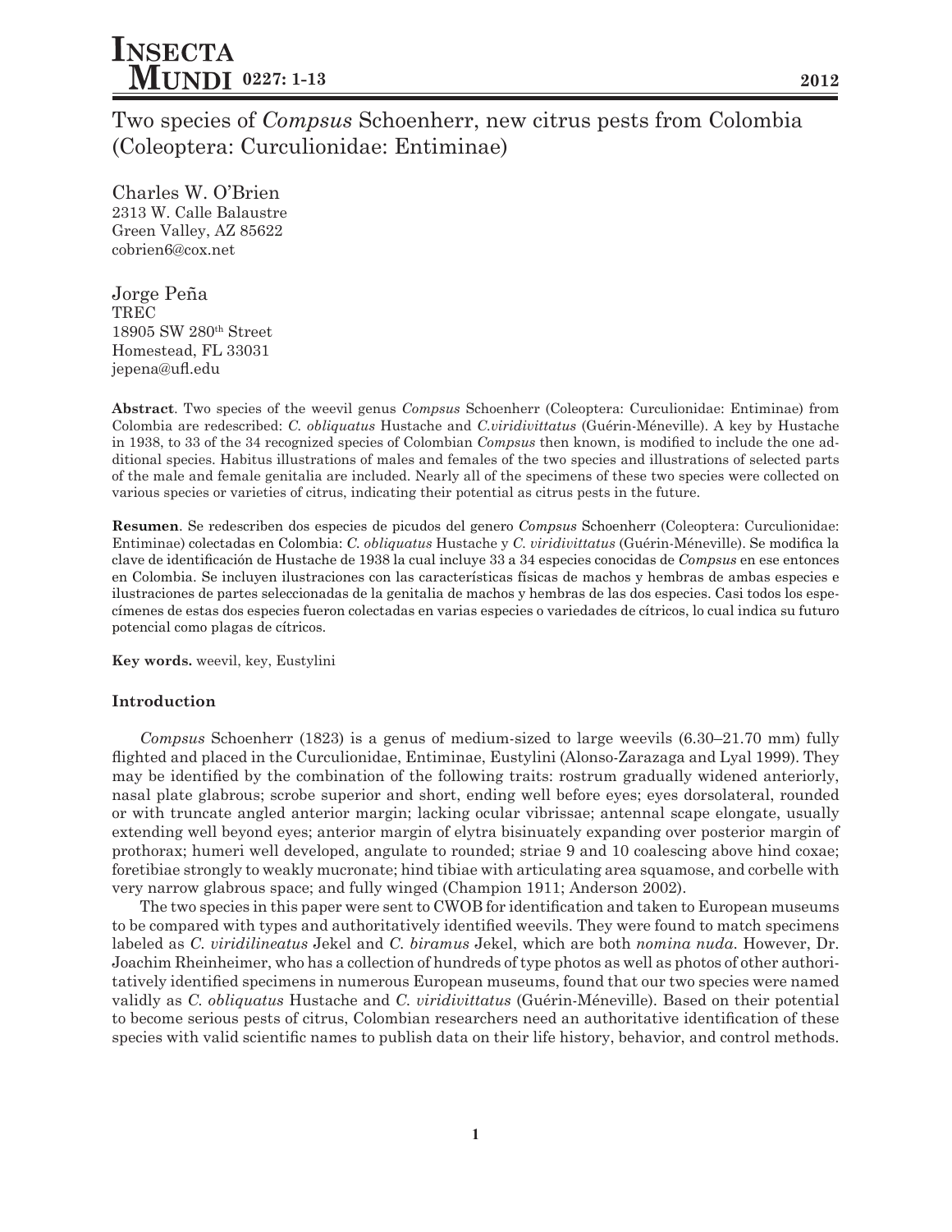# Two species of *Compsus* Schoenherr, new citrus pests from Colombia (Coleoptera: Curculionidae: Entiminae)

Charles W. O'Brien
2313 W. Calle Balaustre
Green Valley, AZ 85622
cobrien6@cox.net

Jorge Peña
TREC
18905 SW 280th Street
Homestead, FL 33031
jepena@ufl.edu

**Abstract**. Two species of the weevil genus *Compsus* Schoenherr (Coleoptera: Curculionidae: Entiminae) from Colombia are redescribed: *C. obliquatus* Hustache and *C.viridivittatus* (Guérin-Méneville). A key by Hustache in 1938, to 33 of the 34 recognized species of Colombian *Compsus* then known, is modified to include the one additional species. Habitus illustrations of males and females of the two species and illustrations of selected parts of the male and female genitalia are included. Nearly all of the specimens of these two species were collected on various species or varieties of citrus, indicating their potential as citrus pests in the future.

**Resumen**. Se redescriben dos especies de picudos del genero *Compsus* Schoenherr (Coleoptera: Curculionidae: Entiminae) colectadas en Colombia: *C. obliquatus* Hustache y *C. viridivittatus* (Guérin-Méneville). Se modifica la clave de identificación de Hustache de 1938 la cual incluye 33 a 34 especies conocidas de *Compsus* en ese entonces en Colombia. Se incluyen ilustraciones con las características físicas de machos y hembras de ambas especies e ilustraciones de partes seleccionadas de la genitalia de machos y hembras de las dos especies. Casi todos los especímenes de estas dos especies fueron colectadas en varias especies o variedades de cítricos, lo cual indica su futuro potencial como plagas de cítricos.

**Key words.** weevil, key, Eustylini

## Introduction

*Compsus* Schoenherr (1823) is a genus of medium-sized to large weevils (6.30–21.70 mm) fully flighted and placed in the Curculionidae, Entiminae, Eustylini (Alonso-Zarazaga and Lyal 1999). They may be identified by the combination of the following traits: rostrum gradually widened anteriorly, nasal plate glabrous; scrobe superior and short, ending well before eyes; eyes dorsolateral, rounded or with truncate angled anterior margin; lacking ocular vibrissae; antennal scape elongate, usually extending well beyond eyes; anterior margin of elytra bisinuately expanding over posterior margin of prothorax; humeri well developed, angulate to rounded; striae 9 and 10 coalescing above hind coxae; foretibiae strongly to weakly mucronate; hind tibiae with articulating area squamose, and corbelle with very narrow glabrous space; and fully winged (Champion 1911; Anderson 2002).

The two species in this paper were sent to CWOB for identification and taken to European museums to be compared with types and authoritatively identified weevils. They were found to match specimens labeled as *C. viridilineatus* Jekel and *C. biramus* Jekel, which are both *nomina nuda*. However, Dr. Joachim Rheinheimer, who has a collection of hundreds of type photos as well as photos of other authoritatively identified specimens in numerous European museums, found that our two species were named validly as *C. obliquatus* Hustache and *C. viridivittatus* (Guérin-Méneville). Based on their potential to become serious pests of citrus, Colombian researchers need an authoritative identification of these species with valid scientific names to publish data on their life history, behavior, and control methods.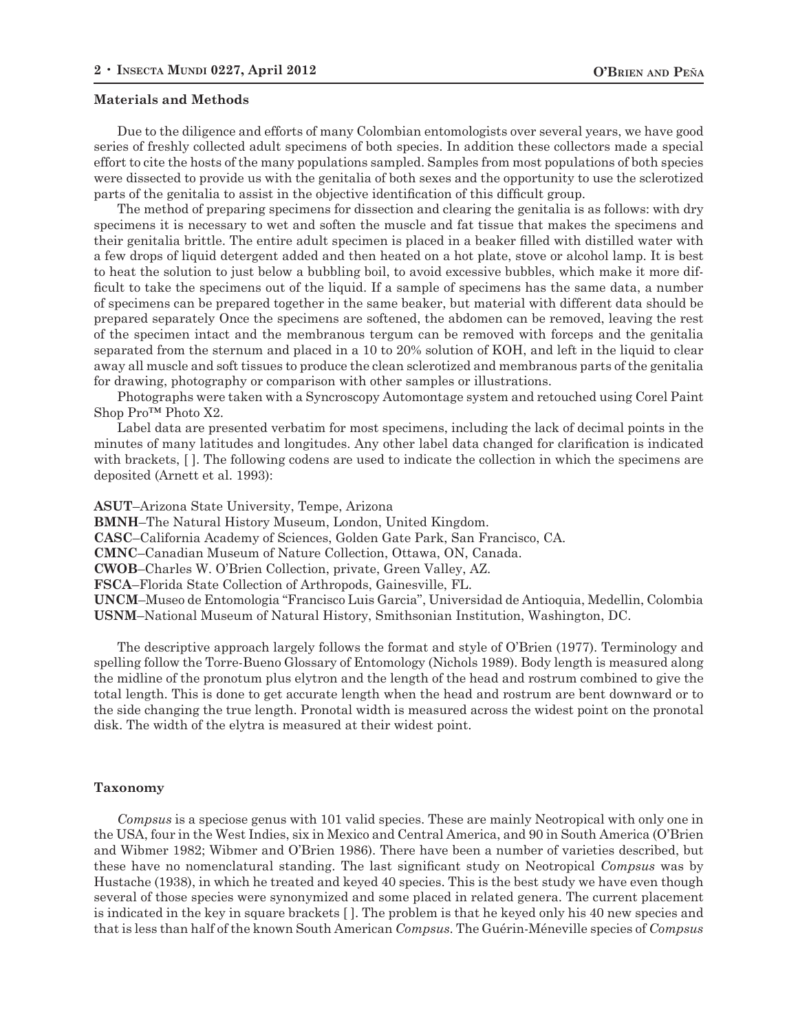### Materials and Methods

Due to the diligence and efforts of many Colombian entomologists over several years, we have good series of freshly collected adult specimens of both species. In addition these collectors made a special effort to cite the hosts of the many populations sampled. Samples from most populations of both species were dissected to provide us with the genitalia of both sexes and the opportunity to use the sclerotized parts of the genitalia to assist in the objective identification of this difficult group.

The method of preparing specimens for dissection and clearing the genitalia is as follows: with dry specimens it is necessary to wet and soften the muscle and fat tissue that makes the specimens and their genitalia brittle. The entire adult specimen is placed in a beaker filled with distilled water with a few drops of liquid detergent added and then heated on a hot plate, stove or alcohol lamp. It is best to heat the solution to just below a bubbling boil, to avoid excessive bubbles, which make it more difficult to take the specimens out of the liquid. If a sample of specimens has the same data, a number of specimens can be prepared together in the same beaker, but material with different data should be prepared separately Once the specimens are softened, the abdomen can be removed, leaving the rest of the specimen intact and the membranous tergum can be removed with forceps and the genitalia separated from the sternum and placed in a 10 to 20% solution of KOH, and left in the liquid to clear away all muscle and soft tissues to produce the clean sclerotized and membranous parts of the genitalia for drawing, photography or comparison with other samples or illustrations.

Photographs were taken with a Syncroscopy Automontage system and retouched using Corel Paint Shop Pro™ Photo X2.

Label data are presented verbatim for most specimens, including the lack of decimal points in the minutes of many latitudes and longitudes. Any other label data changed for clarification is indicated with brackets, [ ]. The following codens are used to indicate the collection in which the specimens are deposited (Arnett et al. 1993):

**ASUT**–Arizona State University, Tempe, Arizona
**BMNH**–The Natural History Museum, London, United Kingdom.
**CASC**–California Academy of Sciences, Golden Gate Park, San Francisco, CA.
**CMNC**–Canadian Museum of Nature Collection, Ottawa, ON, Canada.
**CWOB**–Charles W. O'Brien Collection, private, Green Valley, AZ.
**FSCA**–Florida State Collection of Arthropods, Gainesville, FL.
**UNCM**–Museo de Entomologia "Francisco Luis Garcia", Universidad de Antioquia, Medellin, Colombia
**USNM**–National Museum of Natural History, Smithsonian Institution, Washington, DC.

The descriptive approach largely follows the format and style of O'Brien (1977). Terminology and spelling follow the Torre-Bueno Glossary of Entomology (Nichols 1989). Body length is measured along the midline of the pronotum plus elytron and the length of the head and rostrum combined to give the total length. This is done to get accurate length when the head and rostrum are bent downward or to the side changing the true length. Pronotal width is measured across the widest point on the pronotal disk. The width of the elytra is measured at their widest point.

### Taxonomy

*Compsus* is a speciose genus with 101 valid species. These are mainly Neotropical with only one in the USA, four in the West Indies, six in Mexico and Central America, and 90 in South America (O'Brien and Wibmer 1982; Wibmer and O'Brien 1986). There have been a number of varieties described, but these have no nomenclatural standing. The last significant study on Neotropical *Compsus* was by Hustache (1938), in which he treated and keyed 40 species. This is the best study we have even though several of those species were synonymized and some placed in related genera. The current placement is indicated in the key in square brackets [ ]. The problem is that he keyed only his 40 new species and that is less than half of the known South American *Compsus*. The Guérin-Méneville species of *Compsus*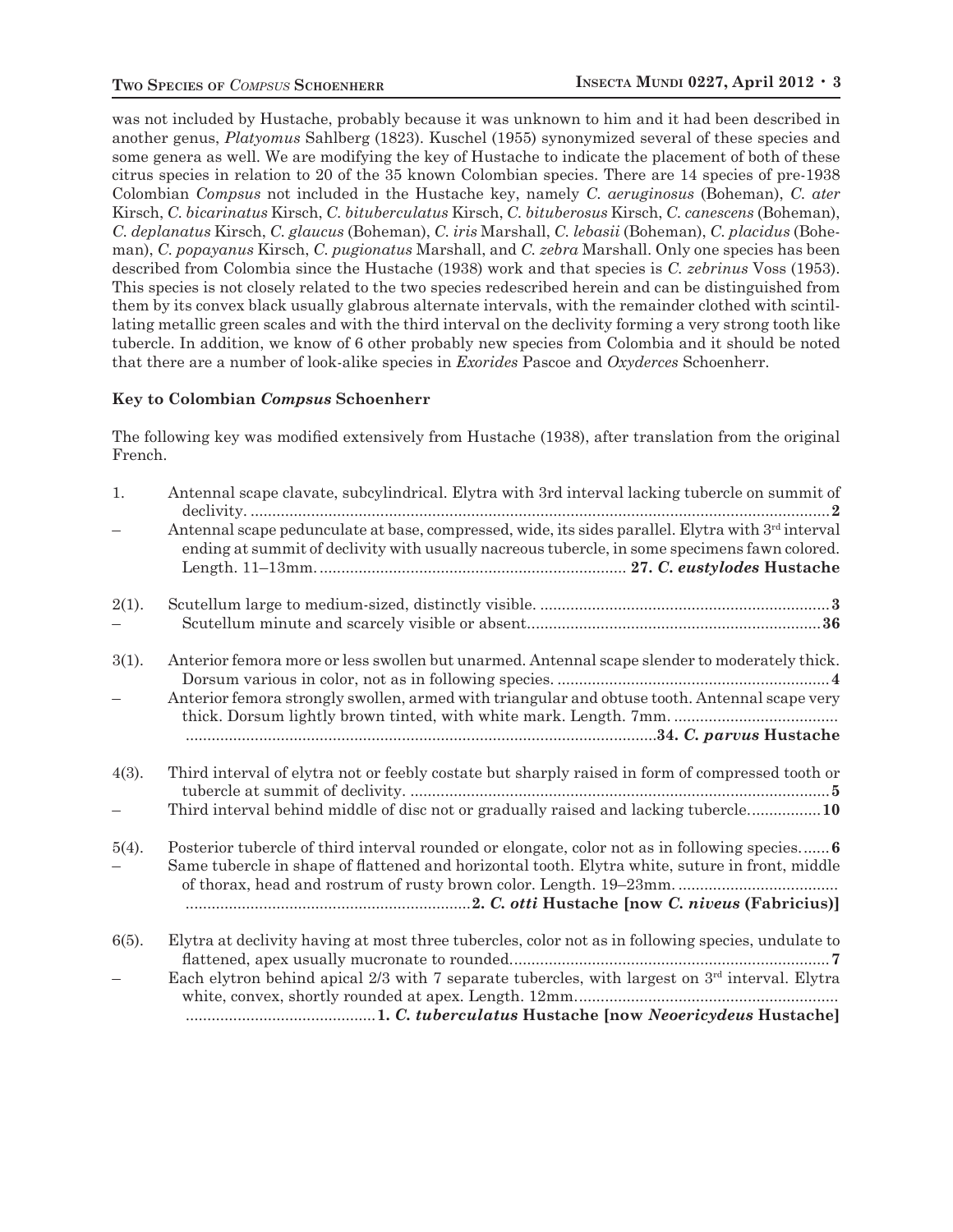was not included by Hustache, probably because it was unknown to him and it had been described in another genus, *Platyomus* Sahlberg (1823). Kuschel (1955) synonymized several of these species and some genera as well. We are modifying the key of Hustache to indicate the placement of both of these citrus species in relation to 20 of the 35 known Colombian species. There are 14 species of pre-1938 Colombian *Compsus* not included in the Hustache key, namely *C. aeruginosus* (Boheman), *C. ater* Kirsch, *C. bicarinatus* Kirsch, *C. bituberculatus* Kirsch, *C. bituberosus* Kirsch, *C. canescens* (Boheman), *C. deplanatus* Kirsch, *C. glaucus* (Boheman), *C. iris* Marshall, *C. lebasii* (Boheman), *C. placidus* (Boheman), *C. popayanus* Kirsch, *C. pugionatus* Marshall, and *C. zebra* Marshall. Only one species has been described from Colombia since the Hustache (1938) work and that species is *C. zebrinus* Voss (1953). This species is not closely related to the two species redescribed herein and can be distinguished from them by its convex black usually glabrous alternate intervals, with the remainder clothed with scintillating metallic green scales and with the third interval on the declivity forming a very strong tooth like tubercle. In addition, we know of 6 other probably new species from Colombia and it should be noted that there are a number of look-alike species in *Exorides* Pascoe and *Oxyderces* Schoenherr.

### Key to Colombian *Compsus* Schoenherr

The following key was modified extensively from Hustache (1938), after translation from the original French.

1. Antennal scape clavate, subcylindrical. Elytra with 3rd interval lacking tubercle on summit of declivity. .......... **2**
– Antennal scape pedunculate at base, compressed, wide, its sides parallel. Elytra with 3rd interval ending at summit of declivity with usually nacreous tubercle, in some specimens fawn colored. Length. 11–13mm. .......... **27. *C. eustylodes* Hustache**

2(1). Scutellum large to medium-sized, distinctly visible. .......... **3**
– Scutellum minute and scarcely visible or absent .......... **36**

3(1). Anterior femora more or less swollen but unarmed. Antennal scape slender to moderately thick. Dorsum various in color, not as in following species. .......... **4**
– Anterior femora strongly swollen, armed with triangular and obtuse tooth. Antennal scape very thick. Dorsum lightly brown tinted, with white mark. Length. 7mm. .......... **34. *C. parvus* Hustache**

4(3). Third interval of elytra not or feebly costate but sharply raised in form of compressed tooth or tubercle at summit of declivity. .......... **5**
– Third interval behind middle of disc not or gradually raised and lacking tubercle. .......... **10**

5(4). Posterior tubercle of third interval rounded or elongate, color not as in following species. .......... **6**
– Same tubercle in shape of flattened and horizontal tooth. Elytra white, suture in front, middle of thorax, head and rostrum of rusty brown color. Length. 19–23mm. .......... **2. *C. otti* Hustache [now *C. niveus* (Fabricius)]**

6(5). Elytra at declivity having at most three tubercles, color not as in following species, undulate to flattened, apex usually mucronate to rounded. .......... **7**
– Each elytron behind apical 2/3 with 7 separate tubercles, with largest on 3rd interval. Elytra white, convex, shortly rounded at apex. Length. 12mm. .......... **1. *C. tuberculatus* Hustache [now *Neoericydeus* Hustache]**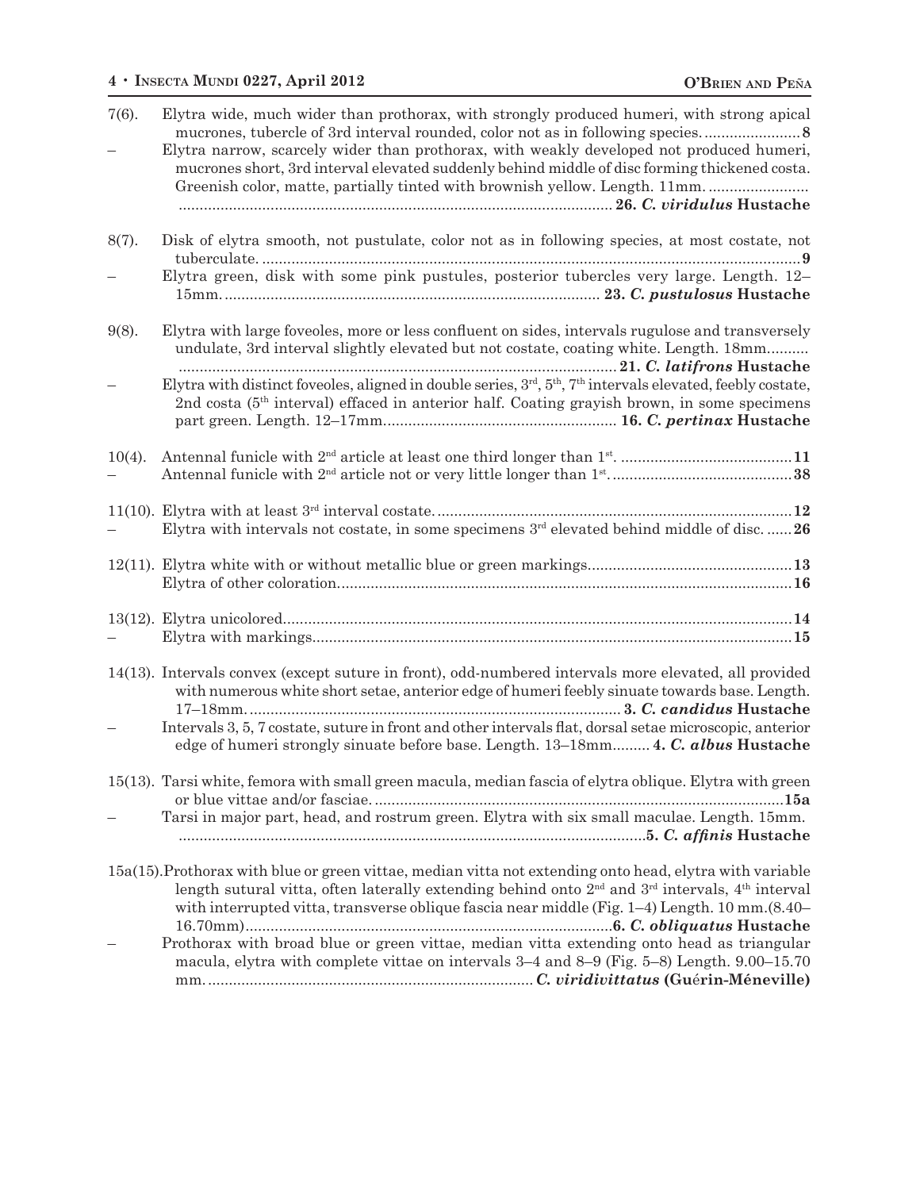7(6). Elytra wide, much wider than prothorax, with strongly produced humeri, with strong apical mucrones, tubercle of 3rd interval rounded, color not as in following species. ....................... **8**

– Elytra narrow, scarcely wider than prothorax, with weakly developed not produced humeri, mucrones short, 3rd interval elevated suddenly behind middle of disc forming thickened costa. Greenish color, matte, partially tinted with brownish yellow. Length. 11mm. ........................................................................................................................ **26. *C. viridulus* Hustache**

8(7). Disk of elytra smooth, not pustulate, color not as in following species, at most costate, not tuberculate. ................................................................................................................................ **9**

– Elytra green, disk with some pink pustules, posterior tubercles very large. Length. 12–15mm. ......................................................................................... **23. *C. pustulosus* Hustache**

9(8). Elytra with large foveoles, more or less confluent on sides, intervals rugulose and transversely undulate, 3rd interval slightly elevated but not costate, coating white. Length. 18mm.......... ........................................................................................................ **21. *C. latifrons* Hustache**

– Elytra with distinct foveoles, aligned in double series, 3rd, 5th, 7th intervals elevated, feebly costate, 2nd costa (5th interval) effaced in anterior half. Coating grayish brown, in some specimens part green. Length. 12–17mm....................................................... **16. *C. pertinax* Hustache**

10(4). Antennal funicle with 2nd article at least one third longer than 1st. ......................................... **11**

– Antennal funicle with 2nd article not or very little longer than 1st. .......................................... **38**

11(10). Elytra with at least 3rd interval costate. .................................................................................... **12**

– Elytra with intervals not costate, in some specimens 3rd elevated behind middle of disc. ...... **26**

12(11). Elytra white with or without metallic blue or green markings................................................ **13**

Elytra of other coloration........................................................................................................... **16**

13(12). Elytra unicolored........................................................................................................................ **14**

– Elytra with markings.................................................................................................................. **15**

14(13). Intervals convex (except suture in front), odd-numbered intervals more elevated, all provided with numerous white short setae, anterior edge of humeri feebly sinuate towards base. Length. 17–18mm. ........................................................................................ **3. *C. candidus* Hustache**

– Intervals 3, 5, 7 costate, suture in front and other intervals flat, dorsal setae microscopic, anterior edge of humeri strongly sinuate before base. Length. 13–18mm......... **4. *C. albus* Hustache**

15(13). Tarsi white, femora with small green macula, median fascia of elytra oblique. Elytra with green or blue vittae and/or fasciae. ................................................................................................. **15a**

– Tarsi in major part, head, and rostrum green. Elytra with six small maculae. Length. 15mm. ............................................................................................................... **5. *C. affinis* Hustache**

15a(15). Prothorax with blue or green vittae, median vitta not extending onto head, elytra with variable length sutural vitta, often laterally extending behind onto 2nd and 3rd intervals, 4th interval with interrupted vitta, transverse oblique fascia near middle (Fig. 1–4) Length. 10 mm.(8.40–16.70mm)........................................................................................ **6. *C. obliquatus* Hustache**

– Prothorax with broad blue or green vittae, median vitta extending onto head as triangular macula, elytra with complete vittae on intervals 3–4 and 8–9 (Fig. 5–8) Length. 9.00–15.70 mm. ............................................................................ ***C. viridivittatus* (Guérin-Méneville)**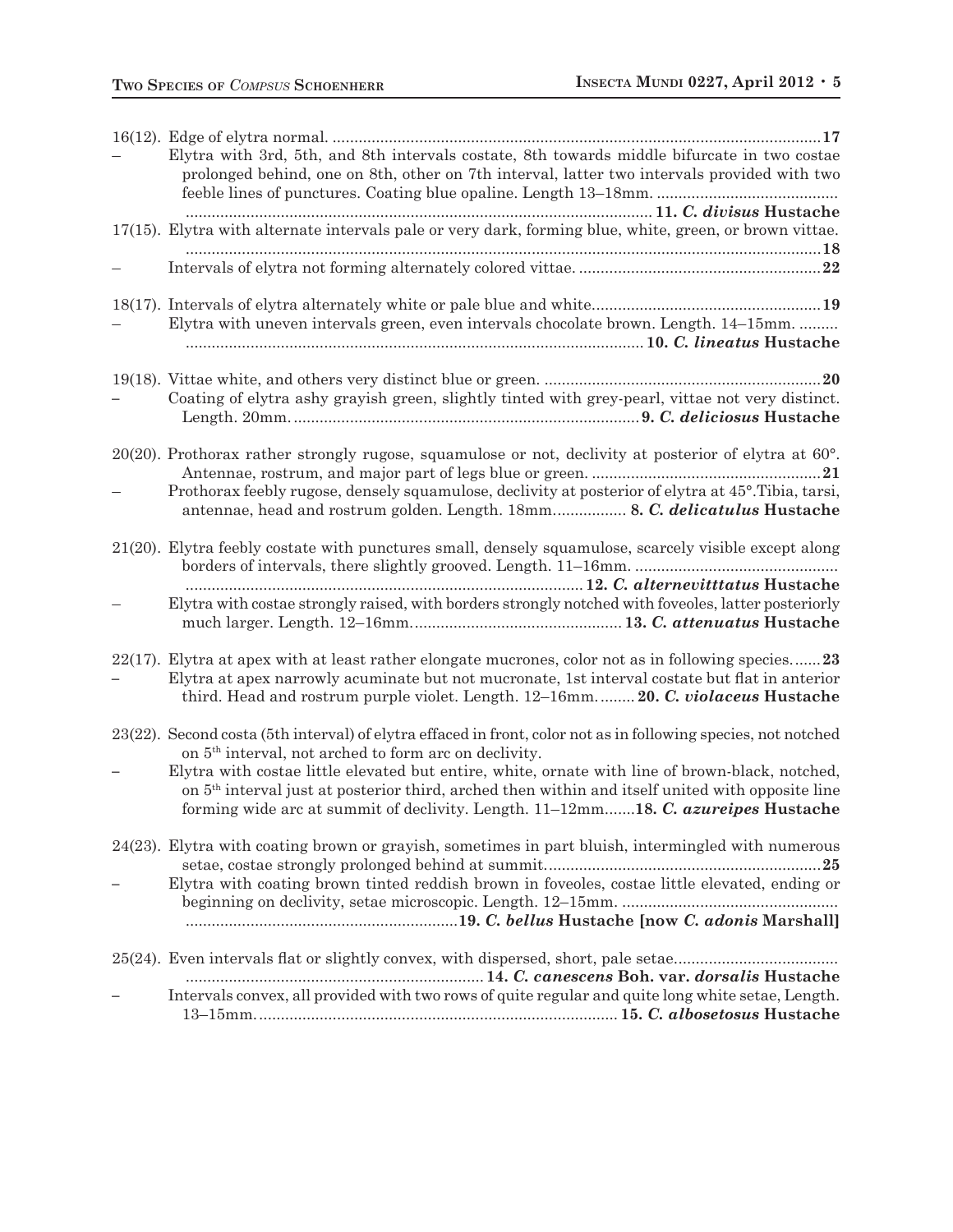16(12). Edge of elytra normal. ............................................................................................................... **17**

– Elytra with 3rd, 5th, and 8th intervals costate, 8th towards middle bifurcate in two costae prolonged behind, one on 8th, other on 7th interval, latter two intervals provided with two feeble lines of punctures. Coating blue opaline. Length 13–18mm. .......................................... ........................................................................................................... **11. *C. divisus* Hustache**

17(15). Elytra with alternate intervals pale or very dark, forming blue, white, green, or brown vittae. ................................................................................................................................................ **18**

– Intervals of elytra not forming alternately colored vittae. ........................................................ **22**

18(17). Intervals of elytra alternately white or pale blue and white.................................................... **19**

– Elytra with uneven intervals green, even intervals chocolate brown. Length. 14–15mm. ......... ......................................................................................................... **10. *C. lineatus* Hustache**

19(18). Vittae white, and others very distinct blue or green. ............................................................... **20**

– Coating of elytra ashy grayish green, slightly tinted with grey-pearl, vittae not very distinct. Length. 20mm. ................................................................................ **9. *C. deliciosus* Hustache**

20(20). Prothorax rather strongly rugose, squamulose or not, declivity at posterior of elytra at 60°. Antennae, rostrum, and major part of legs blue or green. ..................................................... **21**

– Prothorax feebly rugose, densely squamulose, declivity at posterior of elytra at 45°.Tibia, tarsi, antennae, head and rostrum golden. Length. 18mm................. **8. *C. delicatulus* Hustache**

21(20). Elytra feebly costate with punctures small, densely squamulose, scarcely visible except along borders of intervals, there slightly grooved. Length. 11–16mm. .............................................. ........................................................................................... **12. *C. alternevitttatus* Hustache**

– Elytra with costae strongly raised, with borders strongly notched with foveoles, latter posteriorly much larger. Length. 12–16mm................................................ **13. *C. attenuatus* Hustache**

22(17). Elytra at apex with at least rather elongate mucrones, color not as in following species....... **23**

– Elytra at apex narrowly acuminate but not mucronate, 1st interval costate but flat in anterior third. Head and rostrum purple violet. Length. 12–16mm......... **20. *C. violaceus* Hustache**

23(22). Second costa (5th interval) of elytra effaced in front, color not as in following species, not notched on 5th interval, not arched to form arc on declivity.

– Elytra with costae little elevated but entire, white, ornate with line of brown-black, notched, on 5th interval just at posterior third, arched then within and itself united with opposite line forming wide arc at summit of declivity. Length. 11–12mm.......**18. *C. azureipes* Hustache**

24(23). Elytra with coating brown or grayish, sometimes in part bluish, intermingled with numerous setae, costae strongly prolonged behind at summit............................................................... **25**

– Elytra with coating brown tinted reddish brown in foveoles, costae little elevated, ending or beginning on declivity, setae microscopic. Length. 12–15mm. .................................................. ..............................................................**19. *C. bellus* Hustache [now *C. adonis* Marshall]**

25(24). Even intervals flat or slightly convex, with dispersed, short, pale setae...................................... .................................................................... **14. *C. canescens* Boh. var. *dorsalis* Hustache**

– Intervals convex, all provided with two rows of quite regular and quite long white setae, Length. 13–15mm. .................................................................................. **15. *C. albosetosus* Hustache**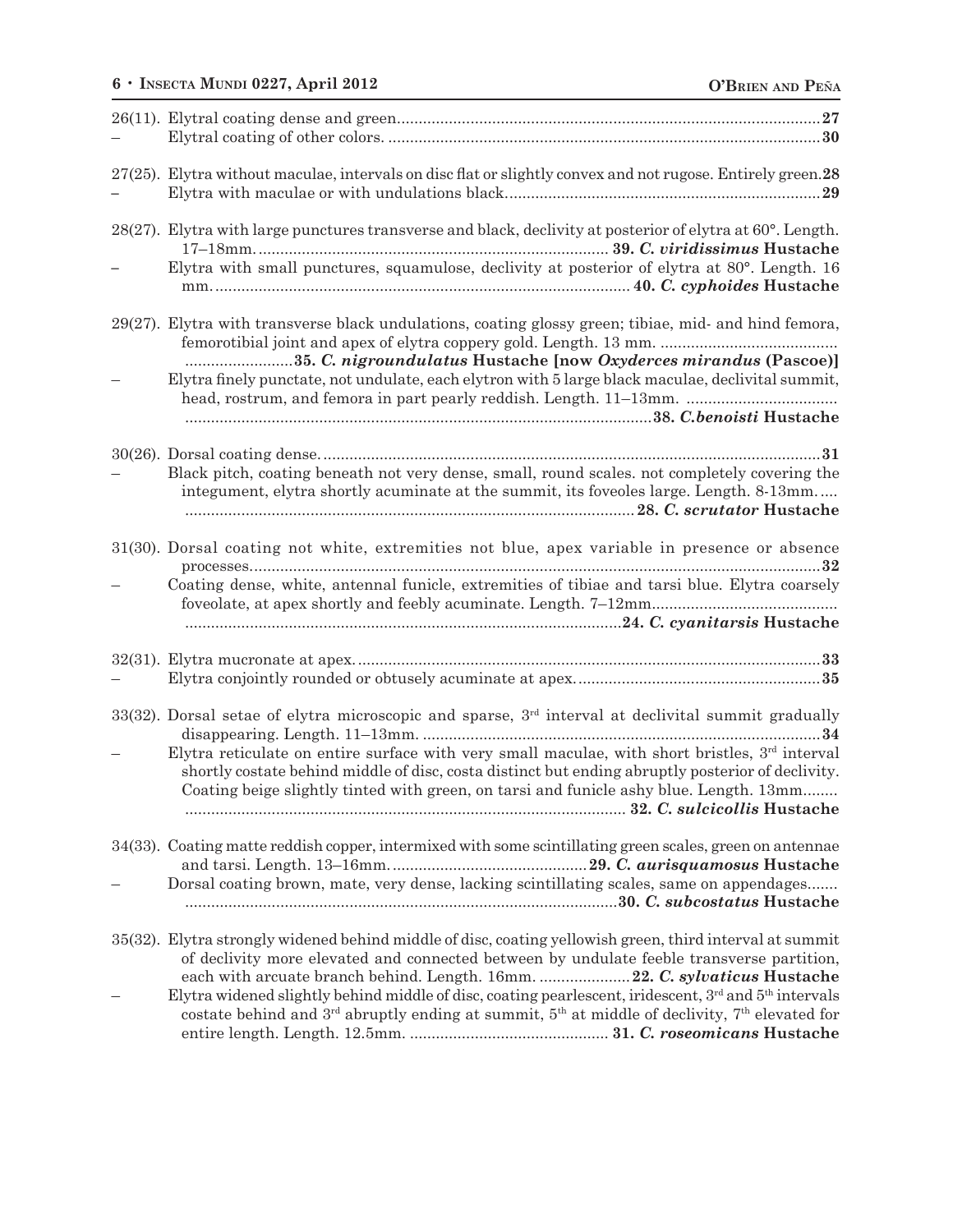26(11). Elytral coating dense and green ........................................................................................ 27

– Elytral coating of other colors. ........................................................................................ 30

27(25). Elytra without maculae, intervals on disc flat or slightly convex and not rugose. Entirely green. 28

– Elytra with maculae or with undulations black. ........................................................................ 29

28(27). Elytra with large punctures transverse and black, declivity at posterior of elytra at 60°. Length. 17–18mm. ........................................................................ **39. *C. viridissimus* Hustache**

– Elytra with small punctures, squamulose, declivity at posterior of elytra at 80°. Length. 16 mm. ........................................................................................ **40. *C. cyphoides* Hustache**

29(27). Elytra with transverse black undulations, coating glossy green; tibiae, mid- and hind femora, femorotibial joint and apex of elytra coppery gold. Length. 13 mm. ........................................ ........................**35. *C. nigroundulatus* Hustache [now *Oxyderces mirandus* (Pascoe)]**

– Elytra finely punctate, not undulate, each elytron with 5 large black maculae, declivital summit, head, rostrum, and femora in part pearly reddish. Length. 11–13mm. .................................. ........................................................................................ **38. *C.benoisti* Hustache**

30(26). Dorsal coating dense. ........................................................................................ 31

– Black pitch, coating beneath not very dense, small, round scales. not completely covering the integument, elytra shortly acuminate at the summit, its foveoles large. Length. 8-13mm. .... ........................................................................................ **28. *C. scrutator* Hustache**

31(30). Dorsal coating not white, extremities not blue, apex variable in presence or absence processes. ........................................................................................ 32

– Coating dense, white, antennal funicle, extremities of tibiae and tarsi blue. Elytra coarsely foveolate, at apex shortly and feebly acuminate. Length. 7–12mm. .................................. ........................................................................................ **24. *C. cyanitarsis* Hustache**

32(31). Elytra mucronate at apex. ........................................................................................ 33

– Elytra conjointly rounded or obtusely acuminate at apex. ........................................................ 35

33(32). Dorsal setae of elytra microscopic and sparse, 3rd interval at declivital summit gradually disappearing. Length. 11–13mm. ........................................................................................ 34

– Elytra reticulate on entire surface with very small maculae, with short bristles, 3rd interval shortly costate behind middle of disc, costa distinct but ending abruptly posterior of declivity. Coating beige slightly tinted with green, on tarsi and funicle ashy blue. Length. 13mm........ ........................................................................................ **32. *C. sulcicollis* Hustache**

34(33). Coating matte reddish copper, intermixed with some scintillating green scales, green on antennae and tarsi. Length. 13–16mm. ............................................ **29. *C. aurisquamosus* Hustache**

– Dorsal coating brown, mate, very dense, lacking scintillating scales, same on appendages....... ........................................................................................ **30. *C. subcostatus* Hustache**

35(32). Elytra strongly widened behind middle of disc, coating yellowish green, third interval at summit of declivity more elevated and connected between by undulate feeble transverse partition, each with arcuate branch behind. Length. 16mm. ..................... **22. *C. sylvaticus* Hustache**

– Elytra widened slightly behind middle of disc, coating pearlescent, iridescent, 3rd and 5th intervals costate behind and 3rd abruptly ending at summit, 5th at middle of declivity, 7th elevated for entire length. Length. 12.5mm. .............................................. **31. *C. roseomicans* Hustache**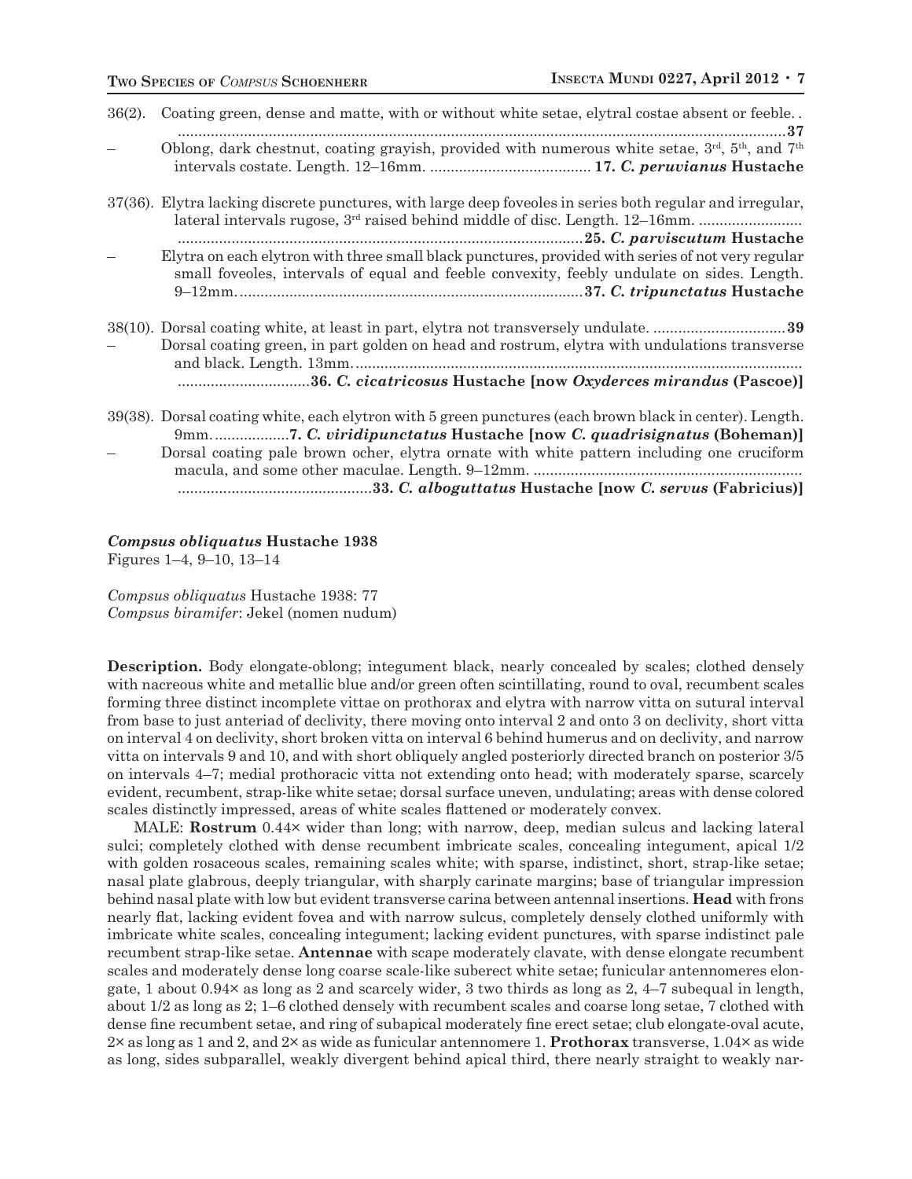36(2). Coating green, dense and matte, with or without white setae, elytral costae absent or feeble. . ..................................................................................................................................................**37**

– Oblong, dark chestnut, coating grayish, provided with numerous white setae, 3rd, 5th, and 7th intervals costate. Length. 12–16mm. ...................................... **17. *C. peruvianus* Hustache**

37(36). Elytra lacking discrete punctures, with large deep foveoles in series both regular and irregular, lateral intervals rugose, 3rd raised behind middle of disc. Length. 12–16mm. ......................... ...................................................................................................**25. *C. parviscutum* Hustache**

– Elytra on each elytron with three small black punctures, provided with series of not very regular small foveoles, intervals of equal and feeble convexity, feebly undulate on sides. Length. 9–12mm. .....................................................................................**37. *C. tripunctatus* Hustache**

38(10). Dorsal coating white, at least in part, elytra not transversely undulate. ................................**39**

– Dorsal coating green, in part golden on head and rostrum, elytra with undulations transverse and black. Length. 13mm. ............................................................................................................ ................................**36. *C. cicatricosus* Hustache [now *Oxyderces mirandus* (Pascoe)]**

39(38). Dorsal coating white, each elytron with 5 green punctures (each brown black in center). Length. 9mm. ..................**7. *C. viridipunctatus* Hustache [now *C. quadrisignatus* (Boheman)]**

– Dorsal coating pale brown ocher, elytra ornate with white pattern including one cruciform macula, and some other maculae. Length. 9–12mm. ................................................................. ...............................................**33. *C. alboguttatus* Hustache [now *C. servus* (Fabricius)]**

***Compsus obliquatus* Hustache 1938**
Figures 1–4, 9–10, 13–14

*Compsus obliquatus* Hustache 1938: 77
*Compsus biramifer*: Jekel (nomen nudum)

**Description.** Body elongate-oblong; integument black, nearly concealed by scales; clothed densely with nacreous white and metallic blue and/or green often scintillating, round to oval, recumbent scales forming three distinct incomplete vittae on prothorax and elytra with narrow vitta on sutural interval from base to just anteriad of declivity, there moving onto interval 2 and onto 3 on declivity, short vitta on interval 4 on declivity, short broken vitta on interval 6 behind humerus and on declivity, and narrow vitta on intervals 9 and 10, and with short obliquely angled posteriorly directed branch on posterior 3/5 on intervals 4–7; medial prothoracic vitta not extending onto head; with moderately sparse, scarcely evident, recumbent, strap-like white setae; dorsal surface uneven, undulating; areas with dense colored scales distinctly impressed, areas of white scales flattened or moderately convex.

MALE: **Rostrum** 0.44× wider than long; with narrow, deep, median sulcus and lacking lateral sulci; completely clothed with dense recumbent imbricate scales, concealing integument, apical 1/2 with golden rosaceous scales, remaining scales white; with sparse, indistinct, short, strap-like setae; nasal plate glabrous, deeply triangular, with sharply carinate margins; base of triangular impression behind nasal plate with low but evident transverse carina between antennal insertions. **Head** with frons nearly flat, lacking evident fovea and with narrow sulcus, completely densely clothed uniformly with imbricate white scales, concealing integument; lacking evident punctures, with sparse indistinct pale recumbent strap-like setae. **Antennae** with scape moderately clavate, with dense elongate recumbent scales and moderately dense long coarse scale-like suberect white setae; funicular antennomeres elongate, 1 about 0.94× as long as 2 and scarcely wider, 3 two thirds as long as 2, 4–7 subequal in length, about 1/2 as long as 2; 1–6 clothed densely with recumbent scales and coarse long setae, 7 clothed with dense fine recumbent setae, and ring of subapical moderately fine erect setae; club elongate-oval acute, 2× as long as 1 and 2, and 2× as wide as funicular antennomere 1. **Prothorax** transverse, 1.04× as wide as long, sides subparallel, weakly divergent behind apical third, there nearly straight to weakly nar-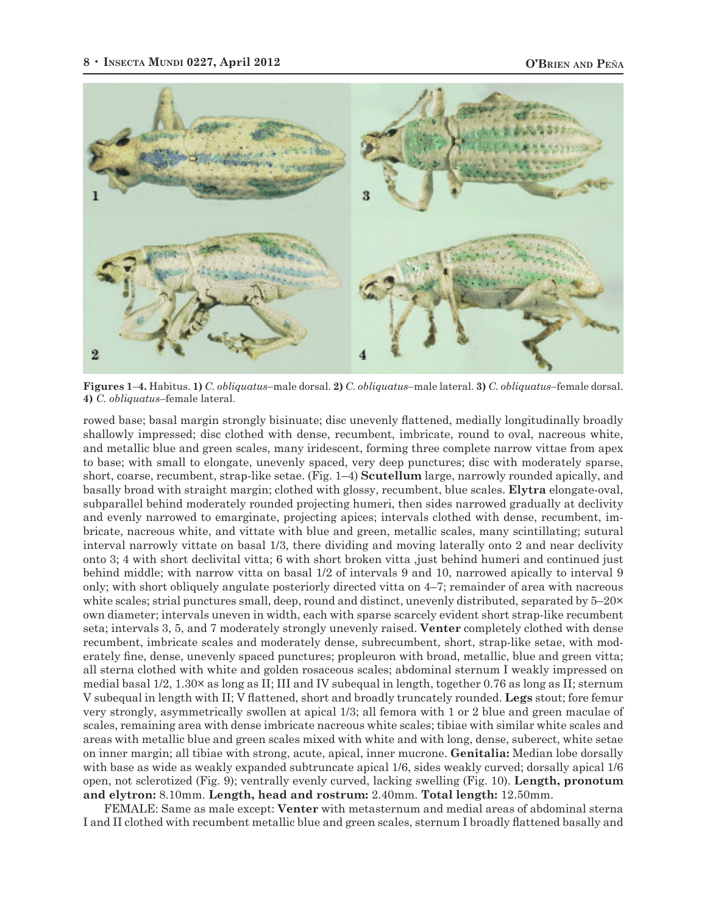**Figures 1–4.** Habitus. **1)** *C. obliquatus*–male dorsal. **2)** *C. obliquatus*–male lateral. **3)** *C. obliquatus*–female dorsal. **4)** *C. obliquatus*–female lateral.

rowed base; basal margin strongly bisinuate; disc unevenly flattened, medially longitudinally broadly shallowly impressed; disc clothed with dense, recumbent, imbricate, round to oval, nacreous white, and metallic blue and green scales, many iridescent, forming three complete narrow vittae from apex to base; with small to elongate, unevenly spaced, very deep punctures; disc with moderately sparse, short, coarse, recumbent, strap-like setae. (Fig. 1–4) **Scutellum** large, narrowly rounded apically, and basally broad with straight margin; clothed with glossy, recumbent, blue scales. **Elytra** elongate-oval, subparallel behind moderately rounded projecting humeri, then sides narrowed gradually at declivity and evenly narrowed to emarginate, projecting apices; intervals clothed with dense, recumbent, imbricate, nacreous white, and vittate with blue and green, metallic scales, many scintillating; sutural interval narrowly vittate on basal 1/3, there dividing and moving laterally onto 2 and near declivity onto 3; 4 with short declivital vitta; 6 with short broken vitta ,just behind humeri and continued just behind middle; with narrow vitta on basal 1/2 of intervals 9 and 10, narrowed apically to interval 9 only; with short obliquely angulate posteriorly directed vitta on 4–7; remainder of area with nacreous white scales; strial punctures small, deep, round and distinct, unevenly distributed, separated by 5–20× own diameter; intervals uneven in width, each with sparse scarcely evident short strap-like recumbent seta; intervals 3, 5, and 7 moderately strongly unevenly raised. **Venter** completely clothed with dense recumbent, imbricate scales and moderately dense, subrecumbent, short, strap-like setae, with moderately fine, dense, unevenly spaced punctures; propleuron with broad, metallic, blue and green vitta; all sterna clothed with white and golden rosaceous scales; abdominal sternum I weakly impressed on medial basal 1/2, 1.30× as long as II; III and IV subequal in length, together 0.76 as long as II; sternum V subequal in length with II; V flattened, short and broadly truncately rounded. **Legs** stout; fore femur very strongly, asymmetrically swollen at apical 1/3; all femora with 1 or 2 blue and green maculae of scales, remaining area with dense imbricate nacreous white scales; tibiae with similar white scales and areas with metallic blue and green scales mixed with white and with long, dense, suberect, white setae on inner margin; all tibiae with strong, acute, apical, inner mucrone. **Genitalia:** Median lobe dorsally with base as wide as weakly expanded subtruncate apical 1/6, sides weakly curved; dorsally apical 1/6 open, not sclerotized (Fig. 9); ventrally evenly curved, lacking swelling (Fig. 10). **Length, pronotum and elytron:** 8.10mm. **Length, head and rostrum:** 2.40mm. **Total length:** 12.50mm.

FEMALE: Same as male except: **Venter** with metasternum and medial areas of abdominal sterna I and II clothed with recumbent metallic blue and green scales, sternum I broadly flattened basally and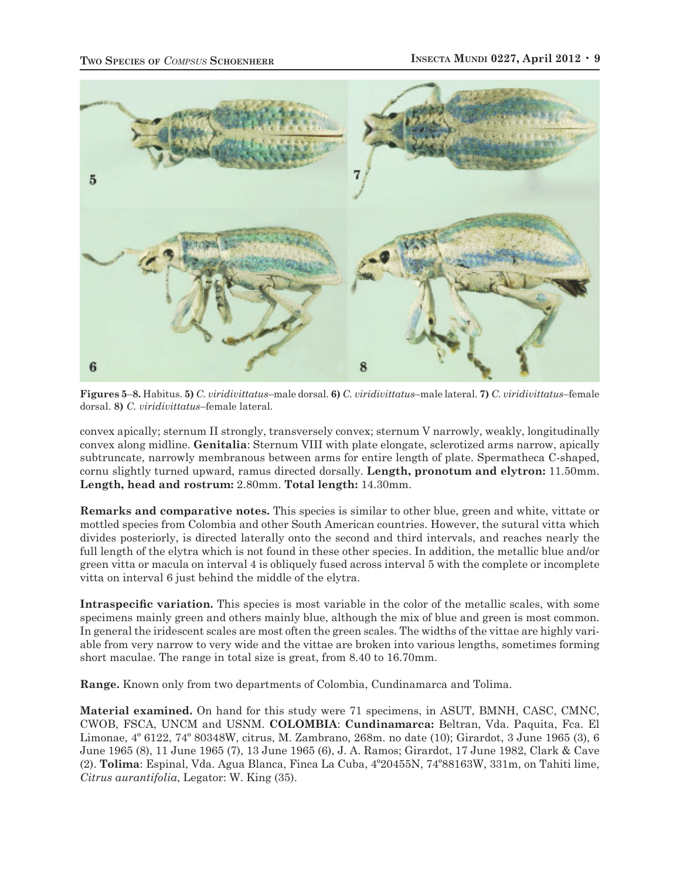Figures 5–8. Habitus. **5)** *C. viridivittatus*–male dorsal. **6)** *C. viridivittatus*–male lateral. **7)** *C. viridivittatus*–female dorsal. **8)** *C. viridivittatus*–female lateral.

convex apically; sternum II strongly, transversely convex; sternum V narrowly, weakly, longitudinally convex along midline. **Genitalia**: Sternum VIII with plate elongate, sclerotized arms narrow, apically subtruncate, narrowly membranous between arms for entire length of plate. Spermatheca C-shaped, cornu slightly turned upward, ramus directed dorsally. **Length, pronotum and elytron:** 11.50mm. **Length, head and rostrum:** 2.80mm. **Total length:** 14.30mm.

**Remarks and comparative notes.** This species is similar to other blue, green and white, vittate or mottled species from Colombia and other South American countries. However, the sutural vitta which divides posteriorly, is directed laterally onto the second and third intervals, and reaches nearly the full length of the elytra which is not found in these other species. In addition, the metallic blue and/or green vitta or macula on interval 4 is obliquely fused across interval 5 with the complete or incomplete vitta on interval 6 just behind the middle of the elytra.

**Intraspecific variation.** This species is most variable in the color of the metallic scales, with some specimens mainly green and others mainly blue, although the mix of blue and green is most common. In general the iridescent scales are most often the green scales. The widths of the vittae are highly variable from very narrow to very wide and the vittae are broken into various lengths, sometimes forming short maculae. The range in total size is great, from 8.40 to 16.70mm.

**Range.** Known only from two departments of Colombia, Cundinamarca and Tolima.

**Material examined.** On hand for this study were 71 specimens, in ASUT, BMNH, CASC, CMNC, CWOB, FSCA, UNCM and USNM. **COLOMBIA**: **Cundinamarca:** Beltran, Vda. Paquita, Fca. El Limonae, 4º 6122, 74º 80348W, citrus, M. Zambrano, 268m. no date (10); Girardot, 3 June 1965 (3), 6 June 1965 (8), 11 June 1965 (7), 13 June 1965 (6), J. A. Ramos; Girardot, 17 June 1982, Clark & Cave (2). **Tolima**: Espinal, Vda. Agua Blanca, Finca La Cuba, 4º20455N, 74º88163W, 331m, on Tahiti lime, *Citrus aurantifolia*, Legator: W. King (35).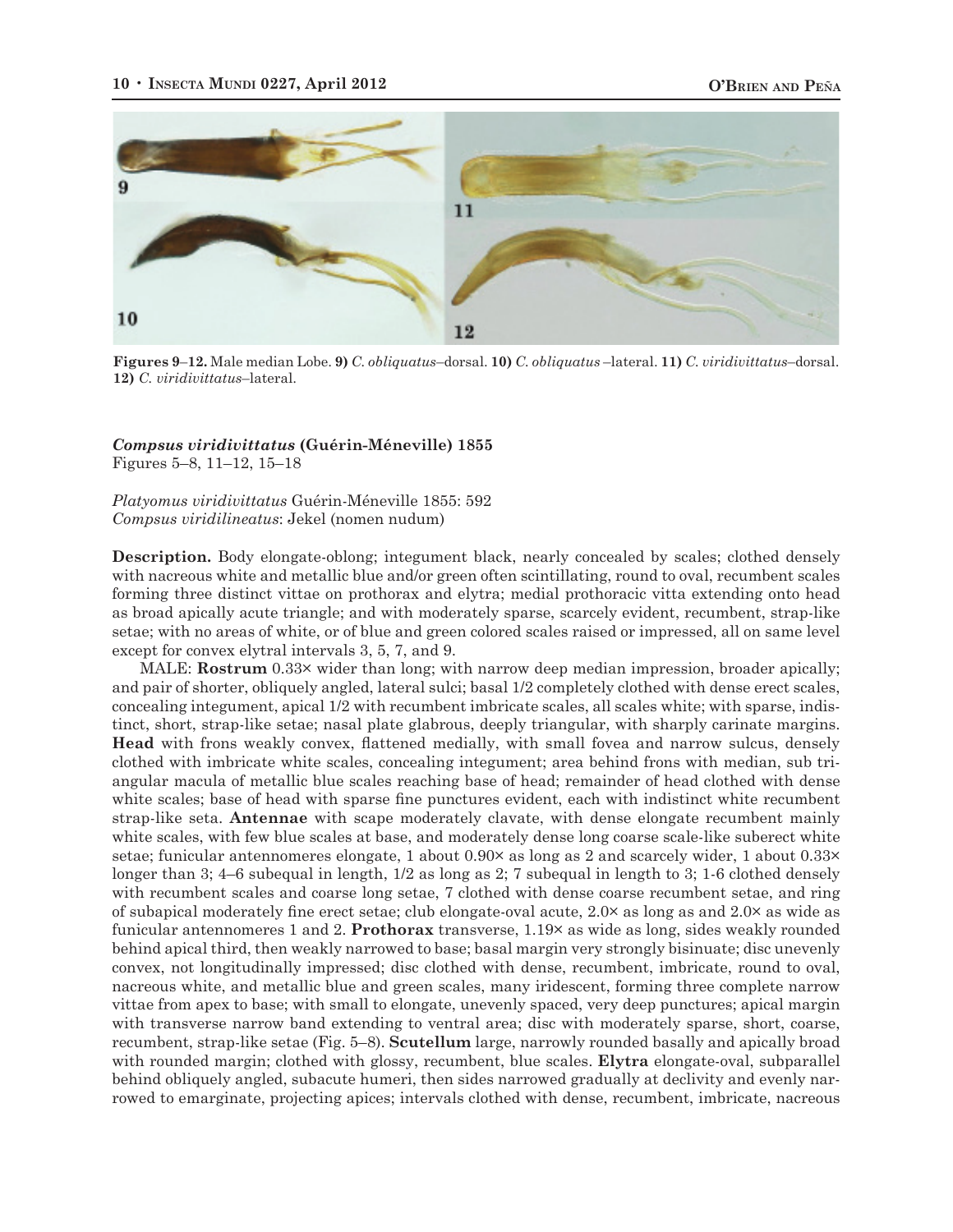**Figures 9–12.** Male median Lobe. **9)** *C. obliquatus*–dorsal. **10)** *C. obliquatus* –lateral. **11)** *C. viridivittatus*–dorsal. **12)** *C. viridivittatus*–lateral.

### *Compsus viridivittatus* (Guérin-Méneville) 1855

Figures 5–8, 11–12, 15–18

*Platyomus viridivittatus* Guérin-Méneville 1855: 592
*Compsus viridilineatus*: Jekel (nomen nudum)

**Description.** Body elongate-oblong; integument black, nearly concealed by scales; clothed densely with nacreous white and metallic blue and/or green often scintillating, round to oval, recumbent scales forming three distinct vittae on prothorax and elytra; medial prothoracic vitta extending onto head as broad apically acute triangle; and with moderately sparse, scarcely evident, recumbent, strap-like setae; with no areas of white, or of blue and green colored scales raised or impressed, all on same level except for convex elytral intervals 3, 5, 7, and 9.

MALE: **Rostrum** 0.33× wider than long; with narrow deep median impression, broader apically; and pair of shorter, obliquely angled, lateral sulci; basal 1/2 completely clothed with dense erect scales, concealing integument, apical 1/2 with recumbent imbricate scales, all scales white; with sparse, indistinct, short, strap-like setae; nasal plate glabrous, deeply triangular, with sharply carinate margins. **Head** with frons weakly convex, flattened medially, with small fovea and narrow sulcus, densely clothed with imbricate white scales, concealing integument; area behind frons with median, sub triangular macula of metallic blue scales reaching base of head; remainder of head clothed with dense white scales; base of head with sparse fine punctures evident, each with indistinct white recumbent strap-like seta. **Antennae** with scape moderately clavate, with dense elongate recumbent mainly white scales, with few blue scales at base, and moderately dense long coarse scale-like suberect white setae; funicular antennomeres elongate, 1 about 0.90× as long as 2 and scarcely wider, 1 about 0.33× longer than 3; 4–6 subequal in length, 1/2 as long as 2; 7 subequal in length to 3; 1-6 clothed densely with recumbent scales and coarse long setae, 7 clothed with dense coarse recumbent setae, and ring of subapical moderately fine erect setae; club elongate-oval acute, 2.0× as long as and 2.0× as wide as funicular antennomeres 1 and 2. **Prothorax** transverse, 1.19× as wide as long, sides weakly rounded behind apical third, then weakly narrowed to base; basal margin very strongly bisinuate; disc unevenly convex, not longitudinally impressed; disc clothed with dense, recumbent, imbricate, round to oval, nacreous white, and metallic blue and green scales, many iridescent, forming three complete narrow vittae from apex to base; with small to elongate, unevenly spaced, very deep punctures; apical margin with transverse narrow band extending to ventral area; disc with moderately sparse, short, coarse, recumbent, strap-like setae (Fig. 5–8). **Scutellum** large, narrowly rounded basally and apically broad with rounded margin; clothed with glossy, recumbent, blue scales. **Elytra** elongate-oval, subparallel behind obliquely angled, subacute humeri, then sides narrowed gradually at declivity and evenly narrowed to emarginate, projecting apices; intervals clothed with dense, recumbent, imbricate, nacreous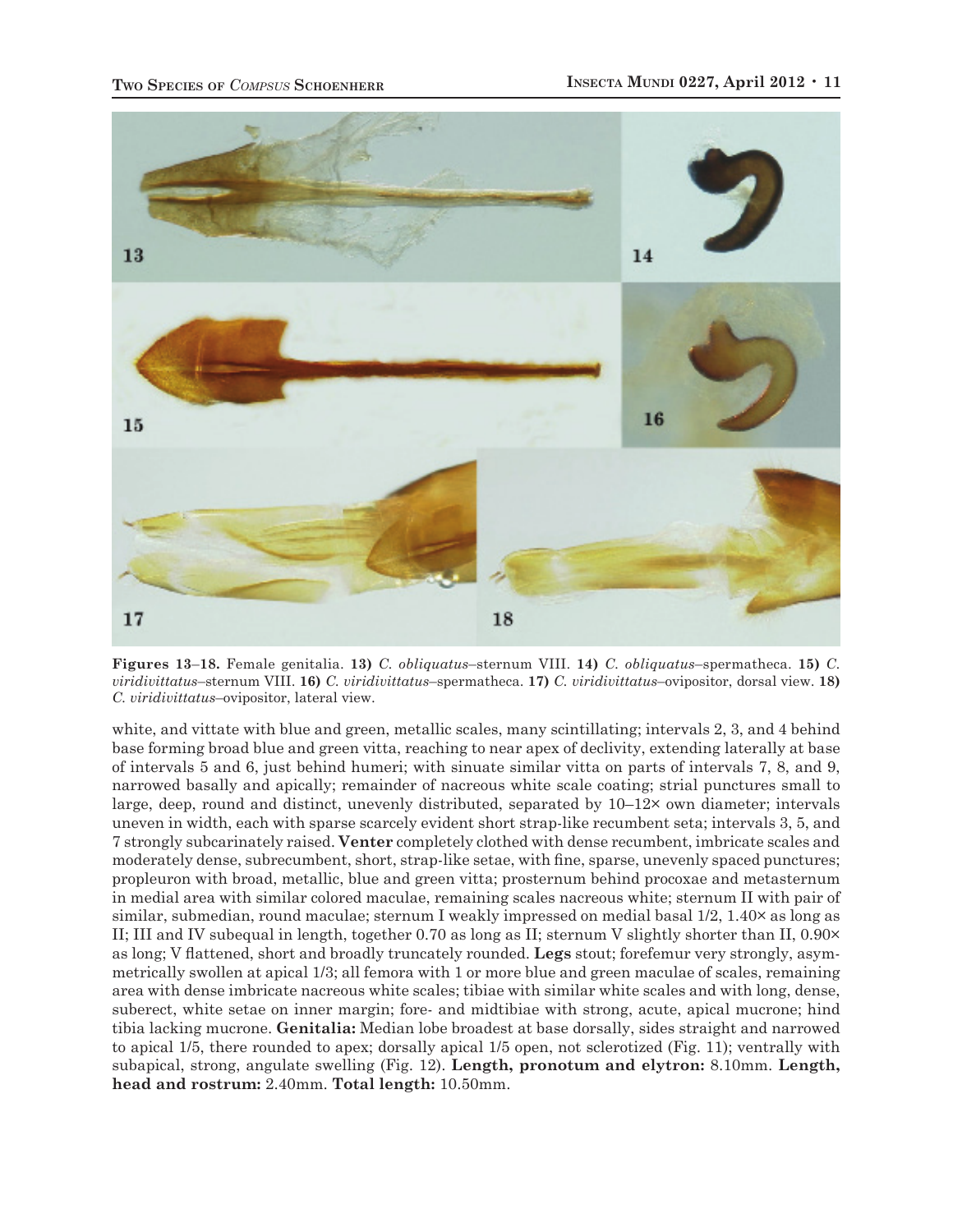**Figures 13–18.** Female genitalia. **13)** *C. obliquatus*–sternum VIII. **14)** *C. obliquatus*–spermatheca. **15)** *C. viridivittatus*–sternum VIII. **16)** *C. viridivittatus*–spermatheca. **17)** *C. viridivittatus*–ovipositor, dorsal view. **18)** *C. viridivittatus*–ovipositor, lateral view.

white, and vittate with blue and green, metallic scales, many scintillating; intervals 2, 3, and 4 behind base forming broad blue and green vitta, reaching to near apex of declivity, extending laterally at base of intervals 5 and 6, just behind humeri; with sinuate similar vitta on parts of intervals 7, 8, and 9, narrowed basally and apically; remainder of nacreous white scale coating; strial punctures small to large, deep, round and distinct, unevenly distributed, separated by 10–12× own diameter; intervals uneven in width, each with sparse scarcely evident short strap-like recumbent seta; intervals 3, 5, and 7 strongly subcarinately raised. **Venter** completely clothed with dense recumbent, imbricate scales and moderately dense, subrecumbent, short, strap-like setae, with fine, sparse, unevenly spaced punctures; propleuron with broad, metallic, blue and green vitta; prosternum behind procoxae and metasternum in medial area with similar colored maculae, remaining scales nacreous white; sternum II with pair of similar, submedian, round maculae; sternum I weakly impressed on medial basal 1/2, 1.40× as long as II; III and IV subequal in length, together 0.70 as long as II; sternum V slightly shorter than II, 0.90× as long; V flattened, short and broadly truncately rounded. **Legs** stout; forefemur very strongly, asymmetrically swollen at apical 1/3; all femora with 1 or more blue and green maculae of scales, remaining area with dense imbricate nacreous white scales; tibiae with similar white scales and with long, dense, suberect, white setae on inner margin; fore- and midtibiae with strong, acute, apical mucrone; hind tibia lacking mucrone. **Genitalia:** Median lobe broadest at base dorsally, sides straight and narrowed to apical 1/5, there rounded to apex; dorsally apical 1/5 open, not sclerotized (Fig. 11); ventrally with subapical, strong, angulate swelling (Fig. 12). **Length, pronotum and elytron:** 8.10mm. **Length, head and rostrum:** 2.40mm. **Total length:** 10.50mm.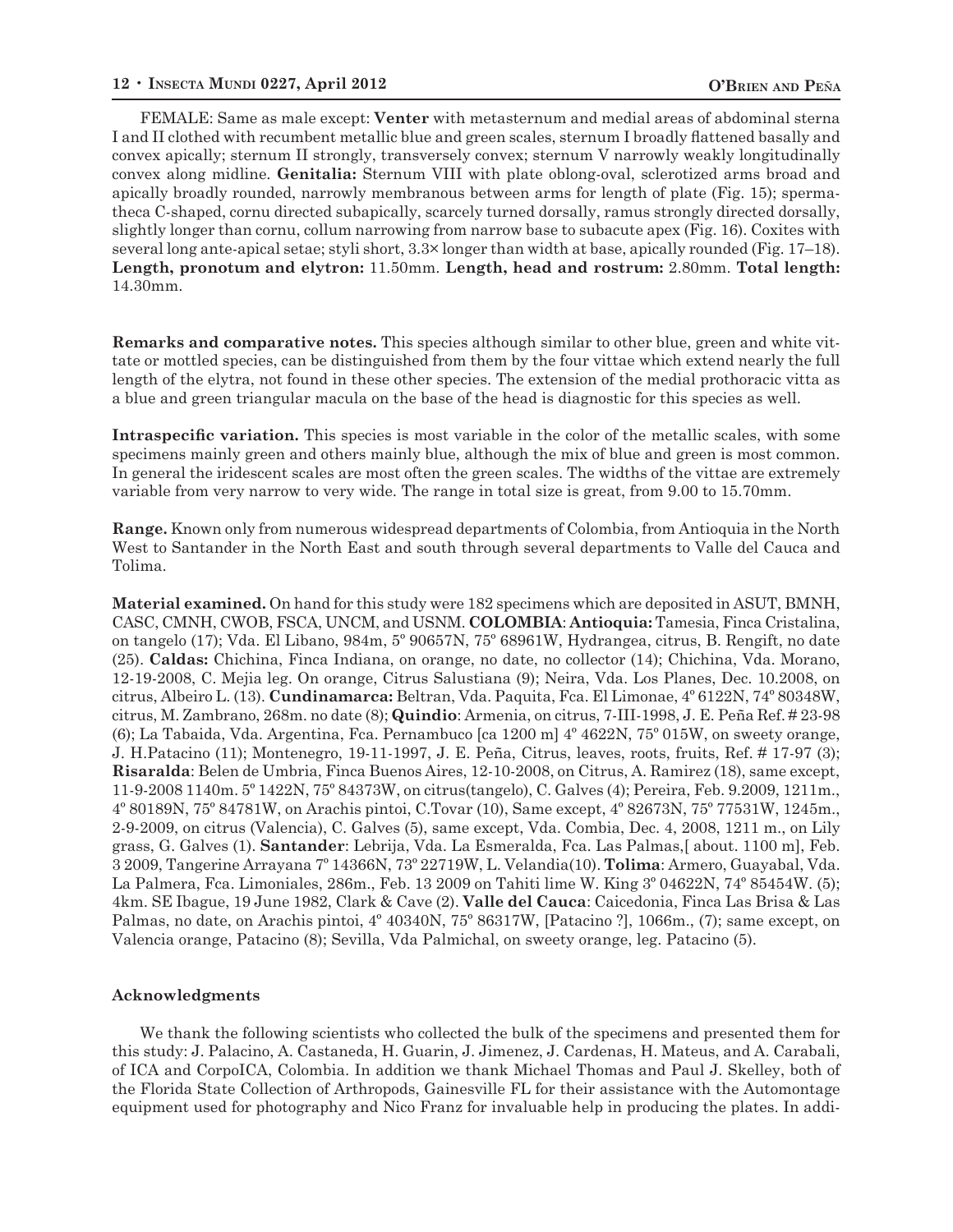FEMALE: Same as male except: **Venter** with metasternum and medial areas of abdominal sterna I and II clothed with recumbent metallic blue and green scales, sternum I broadly flattened basally and convex apically; sternum II strongly, transversely convex; sternum V narrowly weakly longitudinally convex along midline. **Genitalia:** Sternum VIII with plate oblong-oval, sclerotized arms broad and apically broadly rounded, narrowly membranous between arms for length of plate (Fig. 15); spermatheca C-shaped, cornu directed subapically, scarcely turned dorsally, ramus strongly directed dorsally, slightly longer than cornu, collum narrowing from narrow base to subacute apex (Fig. 16). Coxites with several long ante-apical setae; styli short, 3.3× longer than width at base, apically rounded (Fig. 17–18). **Length, pronotum and elytron:** 11.50mm. **Length, head and rostrum:** 2.80mm. **Total length:** 14.30mm.

**Remarks and comparative notes.** This species although similar to other blue, green and white vittate or mottled species, can be distinguished from them by the four vittae which extend nearly the full length of the elytra, not found in these other species. The extension of the medial prothoracic vitta as a blue and green triangular macula on the base of the head is diagnostic for this species as well.

**Intraspecific variation.** This species is most variable in the color of the metallic scales, with some specimens mainly green and others mainly blue, although the mix of blue and green is most common. In general the iridescent scales are most often the green scales. The widths of the vittae are extremely variable from very narrow to very wide. The range in total size is great, from 9.00 to 15.70mm.

**Range.** Known only from numerous widespread departments of Colombia, from Antioquia in the North West to Santander in the North East and south through several departments to Valle del Cauca and Tolima.

**Material examined.** On hand for this study were 182 specimens which are deposited in ASUT, BMNH, CASC, CMNH, CWOB, FSCA, UNCM, and USNM. **COLOMBIA**: **Antioquia:** Tamesia, Finca Cristalina, on tangelo (17); Vda. El Libano, 984m, 5º 90657N, 75º 68961W, Hydrangea, citrus, B. Rengift, no date (25). **Caldas:** Chichina, Finca Indiana, on orange, no date, no collector (14); Chichina, Vda. Morano, 12-19-2008, C. Mejia leg. On orange, Citrus Salustiana (9); Neira, Vda. Los Planes, Dec. 10.2008, on citrus, Albeiro L. (13). **Cundinamarca:** Beltran, Vda. Paquita, Fca. El Limonae, 4º 6122N, 74º 80348W, citrus, M. Zambrano, 268m. no date (8); **Quindio**: Armenia, on citrus, 7-III-1998, J. E. Peña Ref. # 23-98 (6); La Tabaida, Vda. Argentina, Fca. Pernambuco [ca 1200 m] 4º 4622N, 75º 015W, on sweety orange, J. H.Patacino (11); Montenegro, 19-11-1997, J. E. Peña, Citrus, leaves, roots, fruits, Ref. # 17-97 (3); **Risaralda**: Belen de Umbria, Finca Buenos Aires, 12-10-2008, on Citrus, A. Ramirez (18), same except, 11-9-2008 1140m. 5º 1422N, 75º 84373W, on citrus(tangelo), C. Galves (4); Pereira, Feb. 9.2009, 1211m., 4º 80189N, 75º 84781W, on Arachis pintoi, C.Tovar (10), Same except, 4º 82673N, 75º 77531W, 1245m., 2-9-2009, on citrus (Valencia), C. Galves (5), same except, Vda. Combia, Dec. 4, 2008, 1211 m., on Lily grass, G. Galves (1). **Santander**: Lebrija, Vda. La Esmeralda, Fca. Las Palmas,[ about. 1100 m], Feb. 3 2009, Tangerine Arrayana 7º 14366N, 73º 22719W, L. Velandia(10). **Tolima**: Armero, Guayabal, Vda. La Palmera, Fca. Limoniales, 286m., Feb. 13 2009 on Tahiti lime W. King 3º 04622N, 74º 85454W. (5); 4km. SE Ibague, 19 June 1982, Clark & Cave (2). **Valle del Cauca**: Caicedonia, Finca Las Brisa & Las Palmas, no date, on Arachis pintoi, 4º 40340N, 75º 86317W, [Patacino ?], 1066m., (7); same except, on Valencia orange, Patacino (8); Sevilla, Vda Palmichal, on sweety orange, leg. Patacino (5).

### Acknowledgments

We thank the following scientists who collected the bulk of the specimens and presented them for this study: J. Palacino, A. Castaneda, H. Guarin, J. Jimenez, J. Cardenas, H. Mateus, and A. Carabali, of ICA and CorpoICA, Colombia. In addition we thank Michael Thomas and Paul J. Skelley, both of the Florida State Collection of Arthropods, Gainesville FL for their assistance with the Automontage equipment used for photography and Nico Franz for invaluable help in producing the plates. In addi-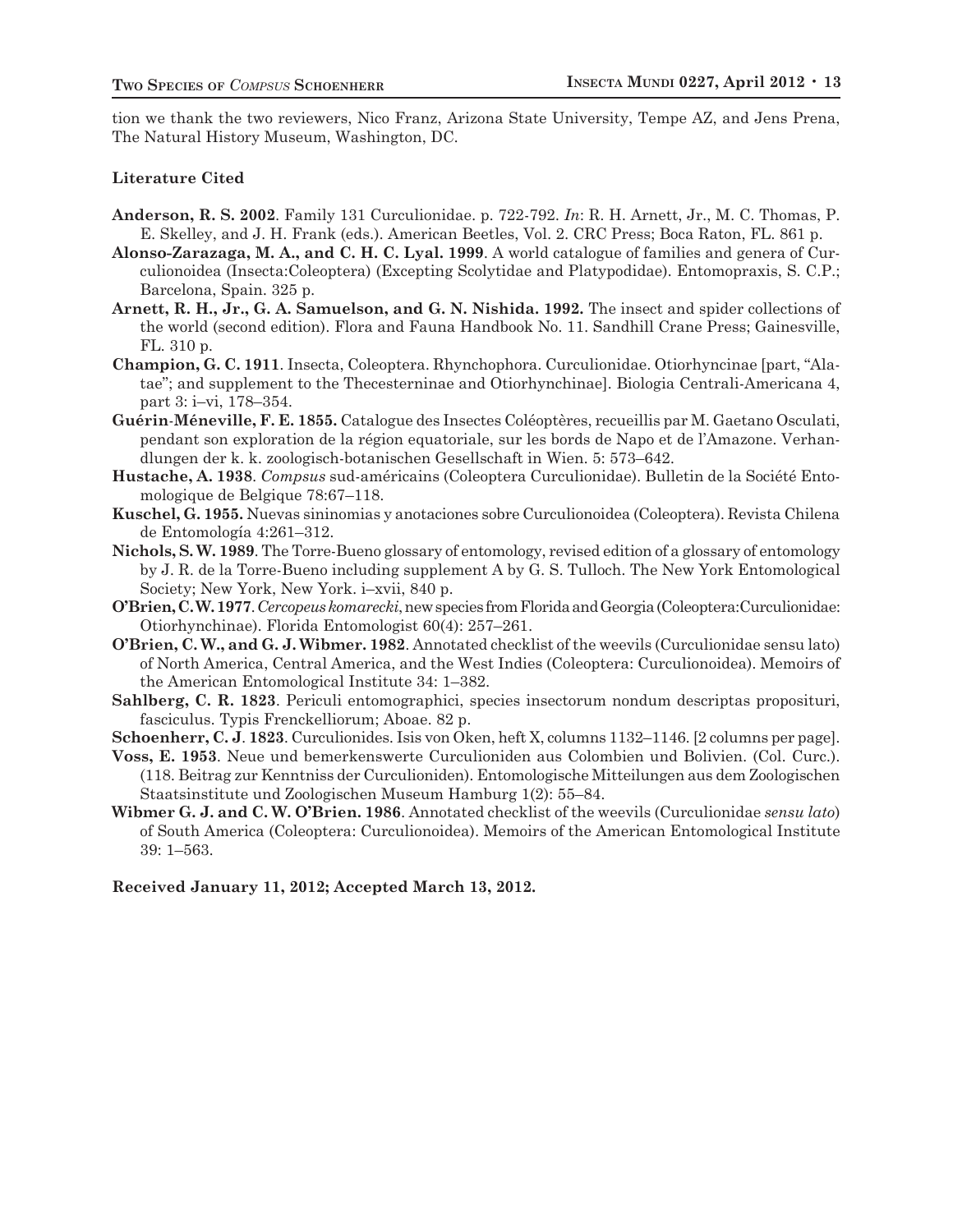tion we thank the two reviewers, Nico Franz, Arizona State University, Tempe AZ, and Jens Prena, The Natural History Museum, Washington, DC.

### Literature Cited

**Anderson, R. S. 2002**. Family 131 Curculionidae. p. 722-792. *In*: R. H. Arnett, Jr., M. C. Thomas, P. E. Skelley, and J. H. Frank (eds.). American Beetles, Vol. 2. CRC Press; Boca Raton, FL. 861 p.

**Alonso-Zarazaga, M. A., and C. H. C. Lyal. 1999**. A world catalogue of families and genera of Curculionoidea (Insecta:Coleoptera) (Excepting Scolytidae and Platypodidae). Entomopraxis, S. C.P.; Barcelona, Spain. 325 p.

**Arnett, R. H., Jr., G. A. Samuelson, and G. N. Nishida. 1992.** The insect and spider collections of the world (second edition). Flora and Fauna Handbook No. 11. Sandhill Crane Press; Gainesville, FL. 310 p.

**Champion, G. C. 1911**. Insecta, Coleoptera. Rhynchophora. Curculionidae. Otiorhyncinae [part, "Alatae"; and supplement to the Thecesterninae and Otiorhynchinae]. Biologia Centrali-Americana 4, part 3: i–vi, 178–354.

**Guérin-Méneville, F. E. 1855.** Catalogue des Insectes Coléoptères, recueillis par M. Gaetano Osculati, pendant son exploration de la région equatoriale, sur les bords de Napo et de l'Amazone. Verhandlungen der k. k. zoologisch-botanischen Gesellschaft in Wien. 5: 573–642.

**Hustache, A. 1938**. *Compsus* sud-américains (Coleoptera Curculionidae). Bulletin de la Société Entomologique de Belgique 78:67–118.

**Kuschel, G. 1955.** Nuevas sininomias y anotaciones sobre Curculionoidea (Coleoptera). Revista Chilena de Entomología 4:261–312.

**Nichols, S. W. 1989**. The Torre-Bueno glossary of entomology, revised edition of a glossary of entomology by J. R. de la Torre-Bueno including supplement A by G. S. Tulloch. The New York Entomological Society; New York, New York. i–xvii, 840 p.

**O'Brien, C. W. 1977**. *Cercopeus komarecki*, new species from Florida and Georgia (Coleoptera:Curculionidae: Otiorhynchinae). Florida Entomologist 60(4): 257–261.

**O'Brien, C. W., and G. J. Wibmer. 1982**. Annotated checklist of the weevils (Curculionidae sensu lato) of North America, Central America, and the West Indies (Coleoptera: Curculionoidea). Memoirs of the American Entomological Institute 34: 1–382.

**Sahlberg, C. R. 1823**. Periculi entomographici, species insectorum nondum descriptas propositur, fasciculus. Typis Frenckelliorum; Aboae. 82 p.

**Schoenherr, C. J. 1823**. Curculionides. Isis von Oken, heft X, columns 1132–1146. [2 columns per page].

**Voss, E. 1953**. Neue und bemerkenswerte Curculioniden aus Colombien und Bolivien. (Col. Curc.). (118. Beitrag zur Kenntniss der Curculioniden). Entomologische Mitteilungen aus dem Zoologischen Staatsinstitute und Zoologischen Museum Hamburg 1(2): 55–84.

**Wibmer G. J. and C. W. O'Brien. 1986**. Annotated checklist of the weevils (Curculionidae *sensu lato*) of South America (Coleoptera: Curculionoidea). Memoirs of the American Entomological Institute 39: 1–563.

**Received January 11, 2012; Accepted March 13, 2012.**